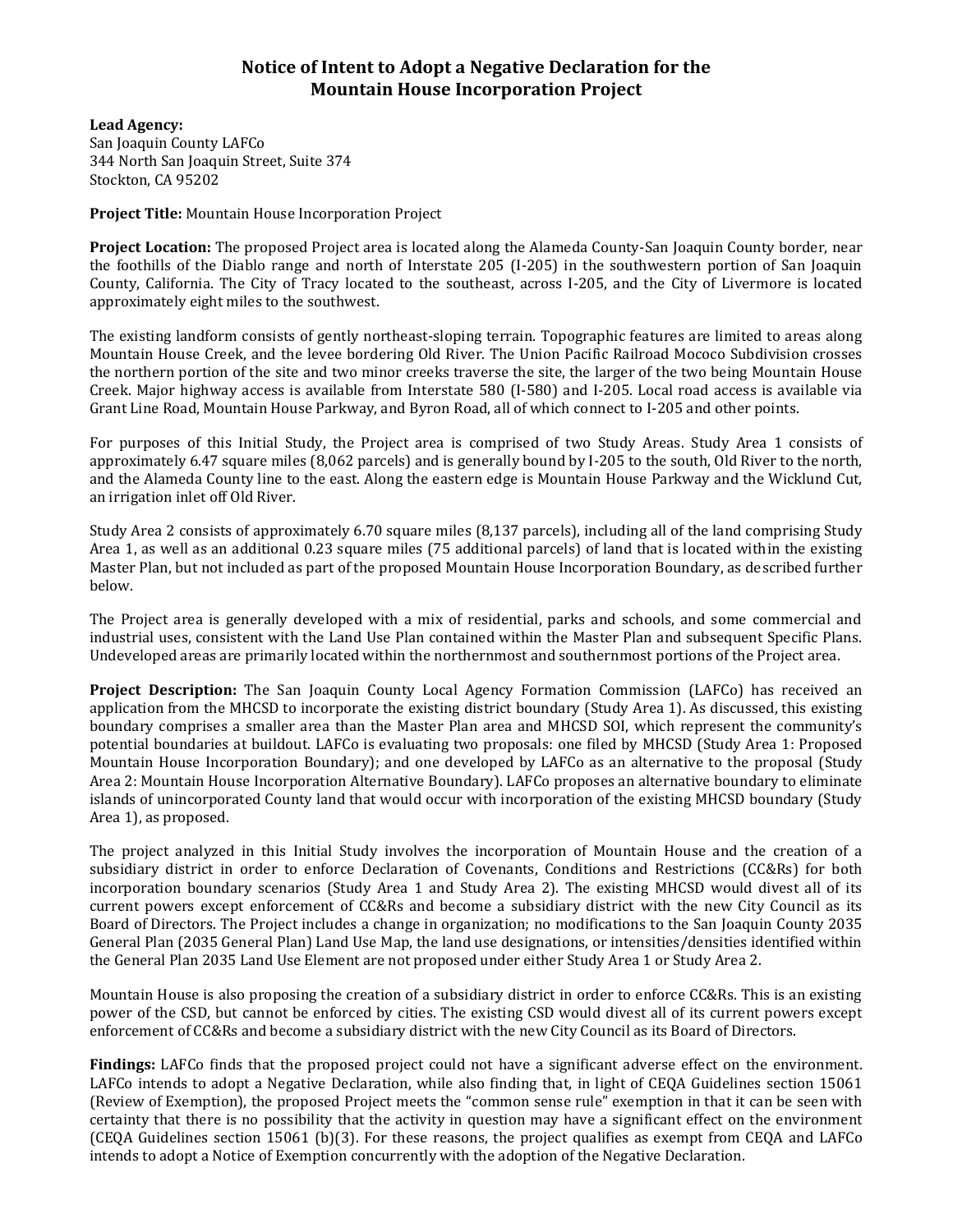# Notice of Intent to Adopt a Negative Declaration for the Mountain House Incorporation Project

**Lead Agency:**
San Joaquin County LAFCo
344 North San Joaquin Street, Suite 374
Stockton, CA 95202

**Project Title:** Mountain House Incorporation Project

**Project Location:** The proposed Project area is located along the Alameda County-San Joaquin County border, near the foothills of the Diablo range and north of Interstate 205 (I-205) in the southwestern portion of San Joaquin County, California. The City of Tracy located to the southeast, across I-205, and the City of Livermore is located approximately eight miles to the southwest.

The existing landform consists of gently northeast-sloping terrain. Topographic features are limited to areas along Mountain House Creek, and the levee bordering Old River. The Union Pacific Railroad Mococo Subdivision crosses the northern portion of the site and two minor creeks traverse the site, the larger of the two being Mountain House Creek. Major highway access is available from Interstate 580 (I-580) and I-205. Local road access is available via Grant Line Road, Mountain House Parkway, and Byron Road, all of which connect to I-205 and other points.

For purposes of this Initial Study, the Project area is comprised of two Study Areas. Study Area 1 consists of approximately 6.47 square miles (8,062 parcels) and is generally bound by I-205 to the south, Old River to the north, and the Alameda County line to the east. Along the eastern edge is Mountain House Parkway and the Wicklund Cut, an irrigation inlet off Old River.

Study Area 2 consists of approximately 6.70 square miles (8,137 parcels), including all of the land comprising Study Area 1, as well as an additional 0.23 square miles (75 additional parcels) of land that is located within the existing Master Plan, but not included as part of the proposed Mountain House Incorporation Boundary, as described further below.

The Project area is generally developed with a mix of residential, parks and schools, and some commercial and industrial uses, consistent with the Land Use Plan contained within the Master Plan and subsequent Specific Plans. Undeveloped areas are primarily located within the northernmost and southernmost portions of the Project area.

**Project Description:** The San Joaquin County Local Agency Formation Commission (LAFCo) has received an application from the MHCSD to incorporate the existing district boundary (Study Area 1). As discussed, this existing boundary comprises a smaller area than the Master Plan area and MHCSD SOI, which represent the community's potential boundaries at buildout. LAFCo is evaluating two proposals: one filed by MHCSD (Study Area 1: Proposed Mountain House Incorporation Boundary); and one developed by LAFCo as an alternative to the proposal (Study Area 2: Mountain House Incorporation Alternative Boundary). LAFCo proposes an alternative boundary to eliminate islands of unincorporated County land that would occur with incorporation of the existing MHCSD boundary (Study Area 1), as proposed.

The project analyzed in this Initial Study involves the incorporation of Mountain House and the creation of a subsidiary district in order to enforce Declaration of Covenants, Conditions and Restrictions (CC&Rs) for both incorporation boundary scenarios (Study Area 1 and Study Area 2). The existing MHCSD would divest all of its current powers except enforcement of CC&Rs and become a subsidiary district with the new City Council as its Board of Directors. The Project includes a change in organization; no modifications to the San Joaquin County 2035 General Plan (2035 General Plan) Land Use Map, the land use designations, or intensities/densities identified within the General Plan 2035 Land Use Element are not proposed under either Study Area 1 or Study Area 2.

Mountain House is also proposing the creation of a subsidiary district in order to enforce CC&Rs. This is an existing power of the CSD, but cannot be enforced by cities. The existing CSD would divest all of its current powers except enforcement of CC&Rs and become a subsidiary district with the new City Council as its Board of Directors.

**Findings:** LAFCo finds that the proposed project could not have a significant adverse effect on the environment. LAFCo intends to adopt a Negative Declaration, while also finding that, in light of CEQA Guidelines section 15061 (Review of Exemption), the proposed Project meets the "common sense rule" exemption in that it can be seen with certainty that there is no possibility that the activity in question may have a significant effect on the environment (CEQA Guidelines section 15061 (b)(3). For these reasons, the project qualifies as exempt from CEQA and LAFCo intends to adopt a Notice of Exemption concurrently with the adoption of the Negative Declaration.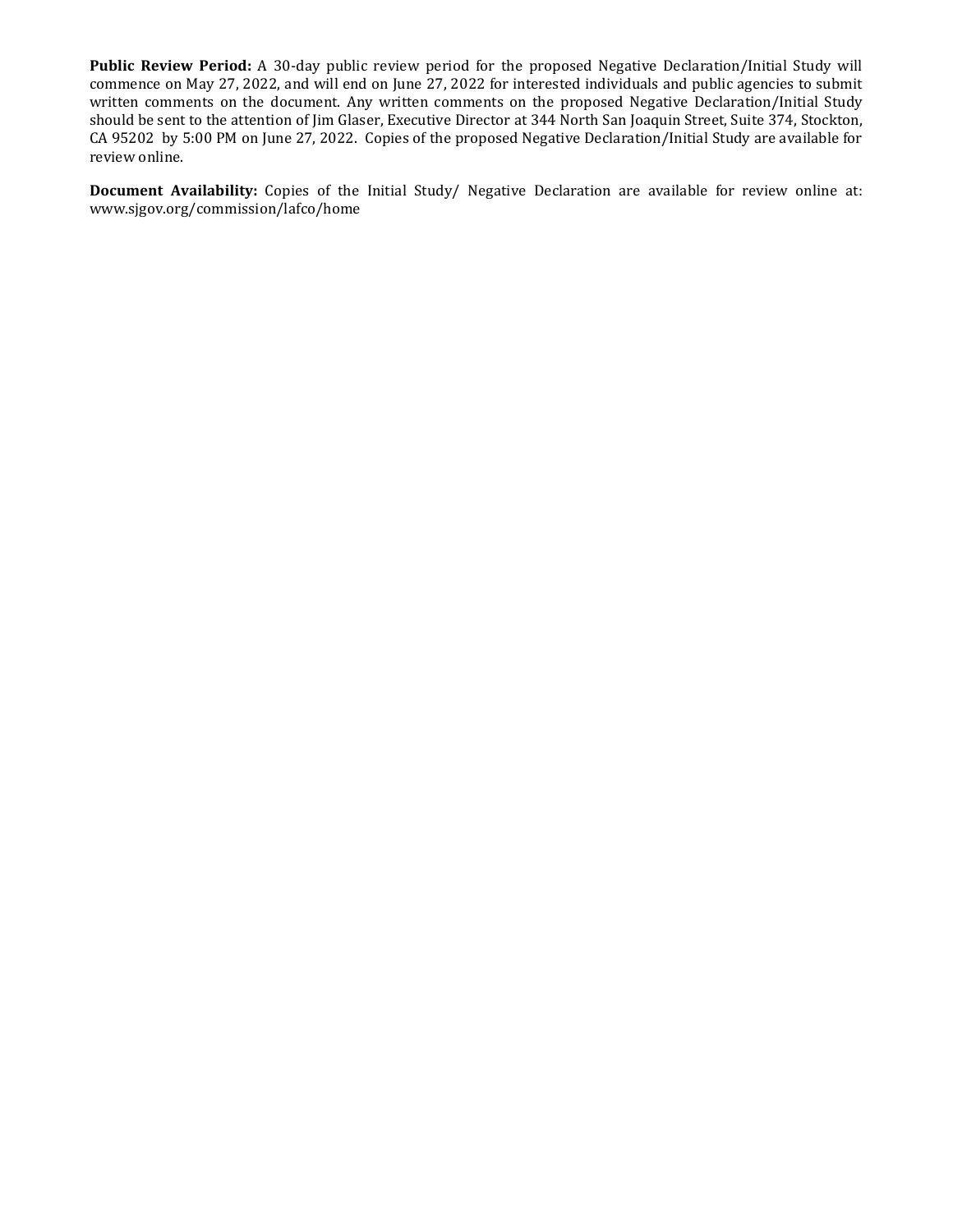**Public Review Period:** A 30-day public review period for the proposed Negative Declaration/Initial Study will commence on May 27, 2022, and will end on June 27, 2022 for interested individuals and public agencies to submit written comments on the document. Any written comments on the proposed Negative Declaration/Initial Study should be sent to the attention of Jim Glaser, Executive Director at 344 North San Joaquin Street, Suite 374, Stockton, CA 95202 by 5:00 PM on June 27, 2022. Copies of the proposed Negative Declaration/Initial Study are available for review online.

**Document Availability:** Copies of the Initial Study/ Negative Declaration are available for review online at: www.sjgov.org/commission/lafco/home